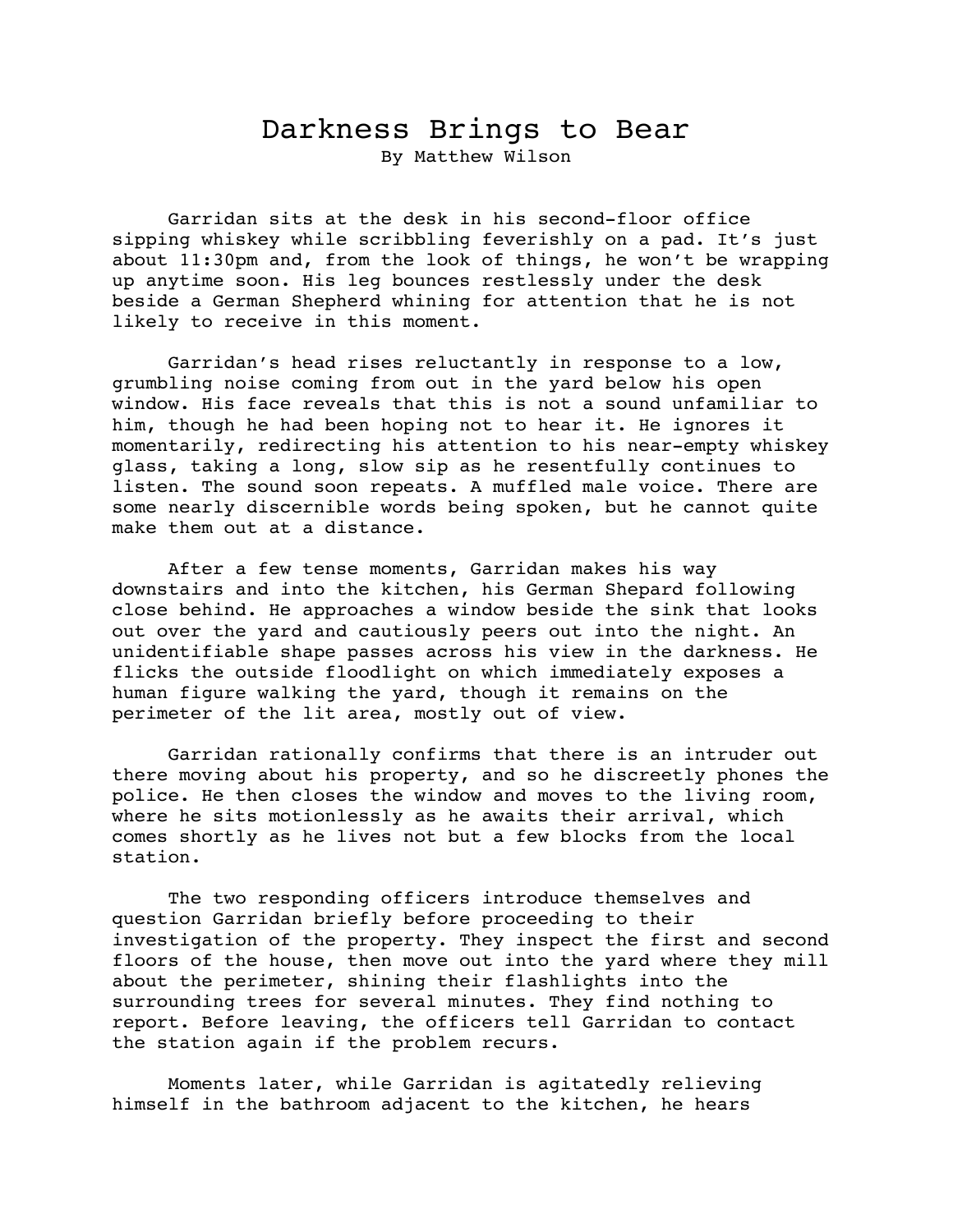# Darkness Brings to Bear

By Matthew Wilson

Garridan sits at the desk in his second-floor office sipping whiskey while scribbling feverishly on a pad. It's just about 11:30pm and, from the look of things, he won't be wrapping up anytime soon. His leg bounces restlessly under the desk beside a German Shepherd whining for attention that he is not likely to receive in this moment.

Garridan's head rises reluctantly in response to a low, grumbling noise coming from out in the yard below his open window. His face reveals that this is not a sound unfamiliar to him, though he had been hoping not to hear it. He ignores it momentarily, redirecting his attention to his near-empty whiskey glass, taking a long, slow sip as he resentfully continues to listen. The sound soon repeats. A muffled male voice. There are some nearly discernible words being spoken, but he cannot quite make them out at a distance.

After a few tense moments, Garridan makes his way downstairs and into the kitchen, his German Shepard following close behind. He approaches a window beside the sink that looks out over the yard and cautiously peers out into the night. An unidentifiable shape passes across his view in the darkness. He flicks the outside floodlight on which immediately exposes a human figure walking the yard, though it remains on the perimeter of the lit area, mostly out of view.

Garridan rationally confirms that there is an intruder out there moving about his property, and so he discreetly phones the police. He then closes the window and moves to the living room, where he sits motionlessly as he awaits their arrival, which comes shortly as he lives not but a few blocks from the local station.

The two responding officers introduce themselves and question Garridan briefly before proceeding to their investigation of the property. They inspect the first and second floors of the house, then move out into the yard where they mill about the perimeter, shining their flashlights into the surrounding trees for several minutes. They find nothing to report. Before leaving, the officers tell Garridan to contact the station again if the problem recurs.

Moments later, while Garridan is agitatedly relieving himself in the bathroom adjacent to the kitchen, he hears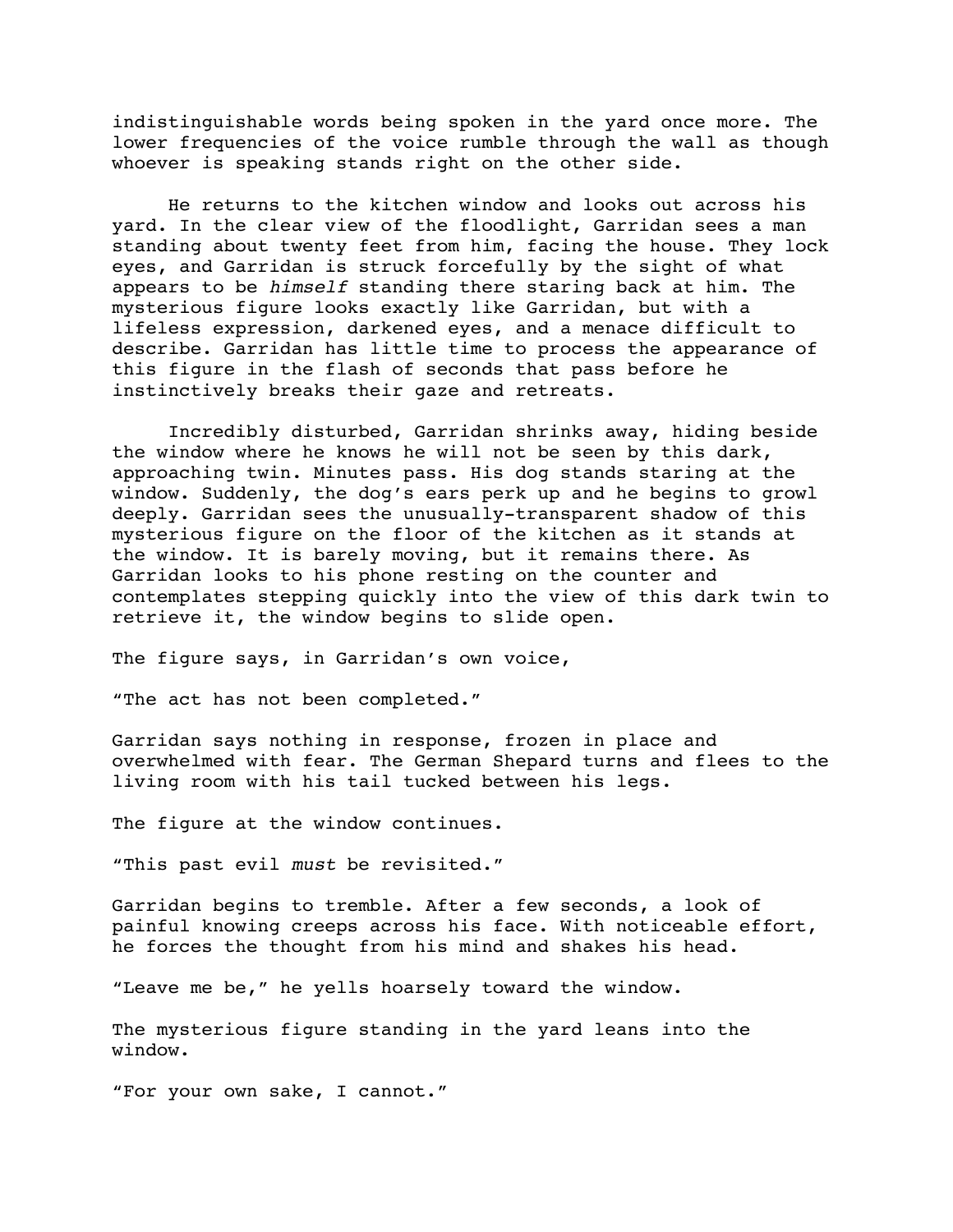indistinguishable words being spoken in the yard once more. The lower frequencies of the voice rumble through the wall as though whoever is speaking stands right on the other side.

He returns to the kitchen window and looks out across his yard. In the clear view of the floodlight, Garridan sees a man standing about twenty feet from him, facing the house. They lock eyes, and Garridan is struck forcefully by the sight of what appears to be *himself* standing there staring back at him. The mysterious figure looks exactly like Garridan, but with a lifeless expression, darkened eyes, and a menace difficult to describe. Garridan has little time to process the appearance of this figure in the flash of seconds that pass before he instinctively breaks their gaze and retreats.

Incredibly disturbed, Garridan shrinks away, hiding beside the window where he knows he will not be seen by this dark, approaching twin. Minutes pass. His dog stands staring at the window. Suddenly, the dog's ears perk up and he begins to growl deeply. Garridan sees the unusually-transparent shadow of this mysterious figure on the floor of the kitchen as it stands at the window. It is barely moving, but it remains there. As Garridan looks to his phone resting on the counter and contemplates stepping quickly into the view of this dark twin to retrieve it, the window begins to slide open.

The figure says, in Garridan's own voice,

"The act has not been completed."

Garridan says nothing in response, frozen in place and overwhelmed with fear. The German Shepard turns and flees to the living room with his tail tucked between his legs.

The figure at the window continues.

"This past evil *must* be revisited."

Garridan begins to tremble. After a few seconds, a look of painful knowing creeps across his face. With noticeable effort, he forces the thought from his mind and shakes his head.

"Leave me be," he yells hoarsely toward the window.

The mysterious figure standing in the yard leans into the window.

"For your own sake, I cannot."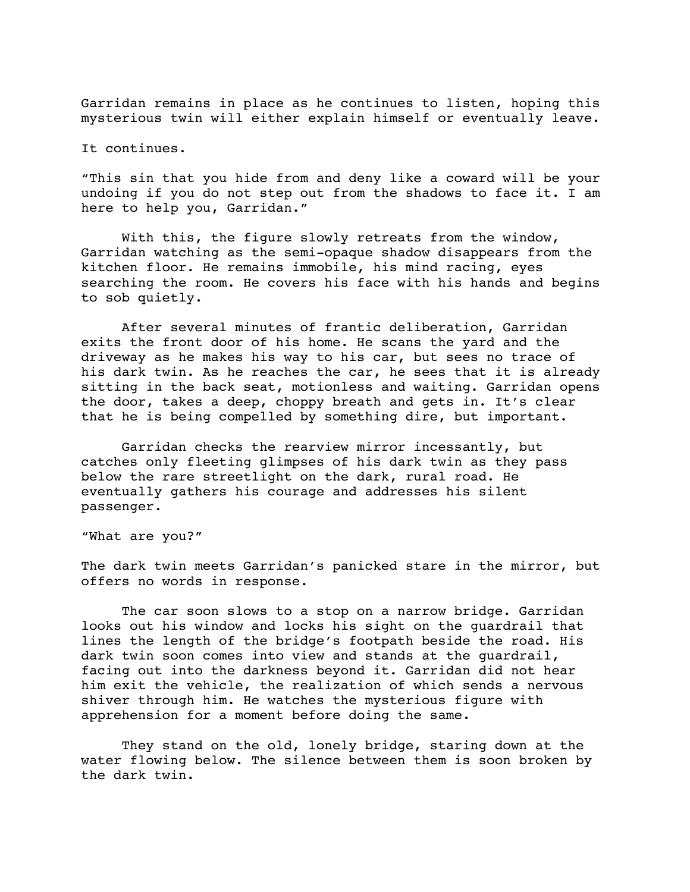Garridan remains in place as he continues to listen, hoping this mysterious twin will either explain himself or eventually leave.

It continues.

"This sin that you hide from and deny like a coward will be your undoing if you do not step out from the shadows to face it. I am here to help you, Garridan."

With this, the figure slowly retreats from the window, Garridan watching as the semi-opaque shadow disappears from the kitchen floor. He remains immobile, his mind racing, eyes searching the room. He covers his face with his hands and begins to sob quietly.

After several minutes of frantic deliberation, Garridan exits the front door of his home. He scans the yard and the driveway as he makes his way to his car, but sees no trace of his dark twin. As he reaches the car, he sees that it is already sitting in the back seat, motionless and waiting. Garridan opens the door, takes a deep, choppy breath and gets in. It's clear that he is being compelled by something dire, but important.

Garridan checks the rearview mirror incessantly, but catches only fleeting glimpses of his dark twin as they pass below the rare streetlight on the dark, rural road. He eventually gathers his courage and addresses his silent passenger.

"What are you?"

The dark twin meets Garridan's panicked stare in the mirror, but offers no words in response.

The car soon slows to a stop on a narrow bridge. Garridan looks out his window and locks his sight on the guardrail that lines the length of the bridge's footpath beside the road. His dark twin soon comes into view and stands at the guardrail, facing out into the darkness beyond it. Garridan did not hear him exit the vehicle, the realization of which sends a nervous shiver through him. He watches the mysterious figure with apprehension for a moment before doing the same.

They stand on the old, lonely bridge, staring down at the water flowing below. The silence between them is soon broken by the dark twin.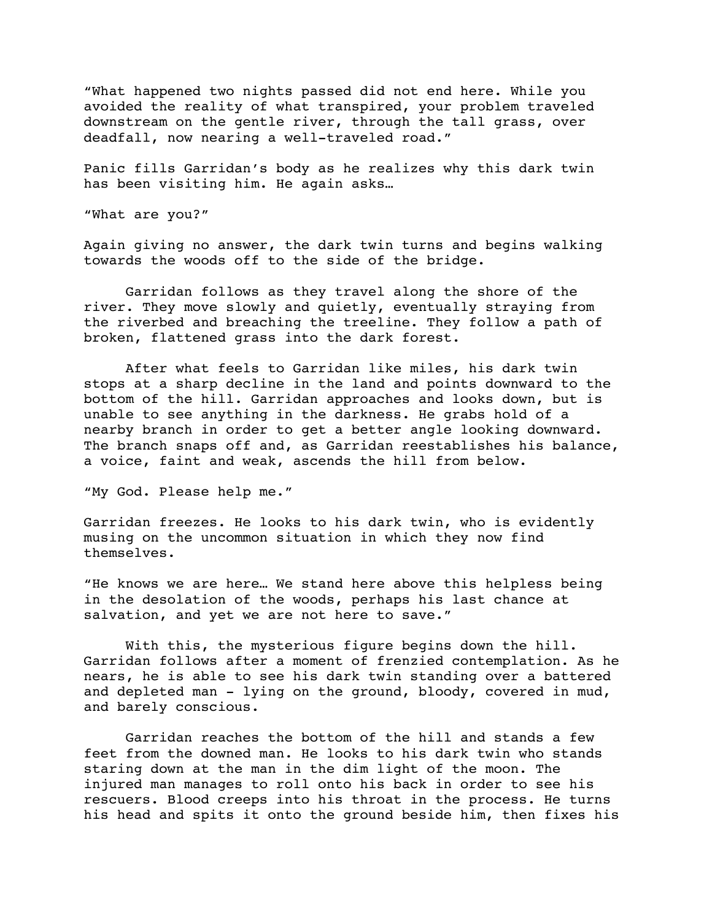"What happened two nights passed did not end here. While you avoided the reality of what transpired, your problem traveled downstream on the gentle river, through the tall grass, over deadfall, now nearing a well-traveled road."

Panic fills Garridan's body as he realizes why this dark twin has been visiting him. He again asks…

"What are you?"

Again giving no answer, the dark twin turns and begins walking towards the woods off to the side of the bridge.

Garridan follows as they travel along the shore of the river. They move slowly and quietly, eventually straying from the riverbed and breaching the treeline. They follow a path of broken, flattened grass into the dark forest.

After what feels to Garridan like miles, his dark twin stops at a sharp decline in the land and points downward to the bottom of the hill. Garridan approaches and looks down, but is unable to see anything in the darkness. He grabs hold of a nearby branch in order to get a better angle looking downward. The branch snaps off and, as Garridan reestablishes his balance, a voice, faint and weak, ascends the hill from below.

"My God. Please help me."

Garridan freezes. He looks to his dark twin, who is evidently musing on the uncommon situation in which they now find themselves.

"He knows we are here… We stand here above this helpless being in the desolation of the woods, perhaps his last chance at salvation, and yet we are not here to save."

With this, the mysterious figure begins down the hill. Garridan follows after a moment of frenzied contemplation. As he nears, he is able to see his dark twin standing over a battered and depleted man - lying on the ground, bloody, covered in mud, and barely conscious.

Garridan reaches the bottom of the hill and stands a few feet from the downed man. He looks to his dark twin who stands staring down at the man in the dim light of the moon. The injured man manages to roll onto his back in order to see his rescuers. Blood creeps into his throat in the process. He turns his head and spits it onto the ground beside him, then fixes his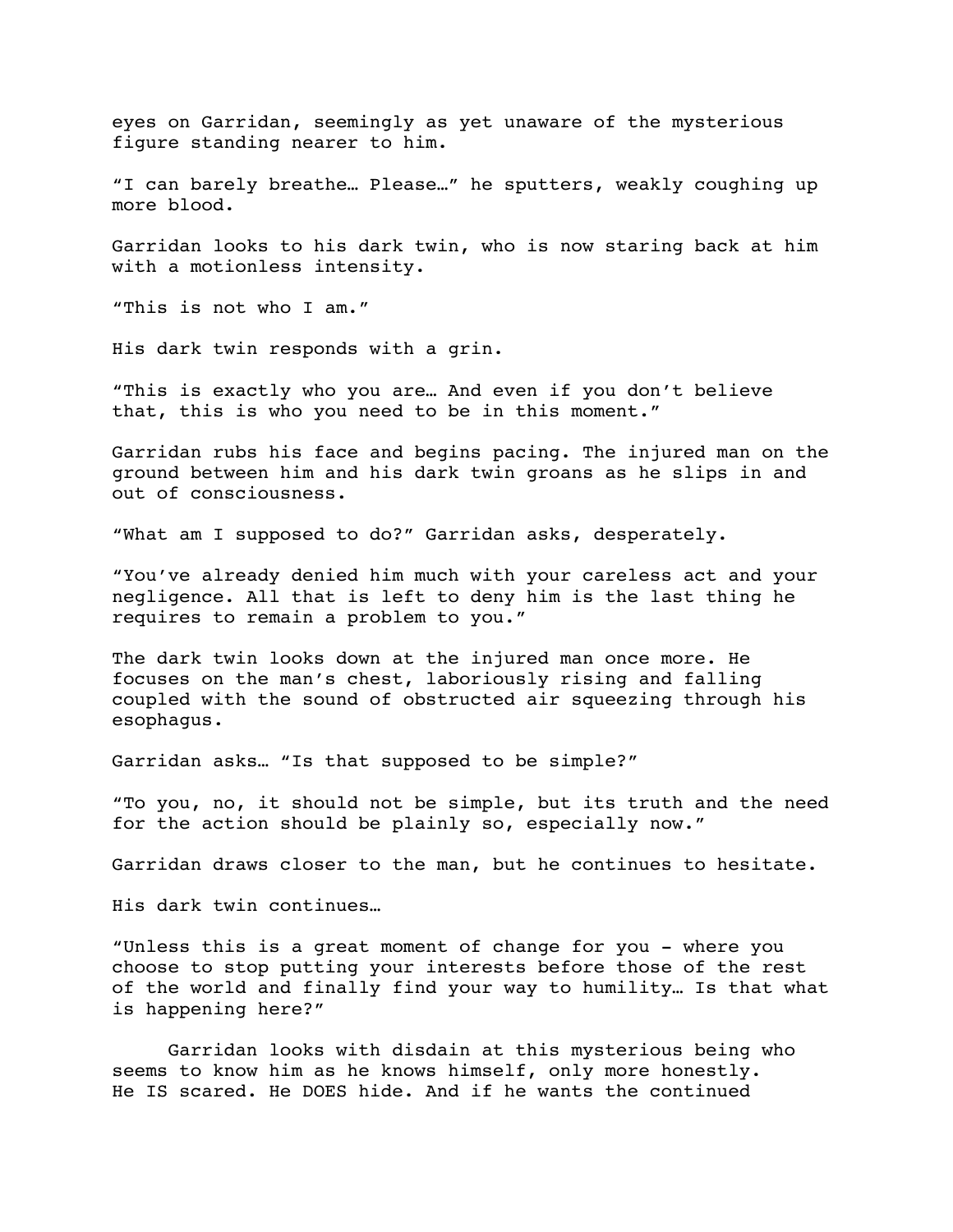eyes on Garridan, seemingly as yet unaware of the mysterious figure standing nearer to him.

“I can barely breathe… Please…” he sputters, weakly coughing up more blood.

Garridan looks to his dark twin, who is now staring back at him with a motionless intensity.

“This is not who I am.”

His dark twin responds with a grin.

“This is exactly who you are… And even if you don’t believe that, this is who you need to be in this moment.”

Garridan rubs his face and begins pacing. The injured man on the ground between him and his dark twin groans as he slips in and out of consciousness.

“What am I supposed to do?” Garridan asks, desperately.

“You’ve already denied him much with your careless act and your negligence. All that is left to deny him is the last thing he requires to remain a problem to you.”

The dark twin looks down at the injured man once more. He focuses on the man’s chest, laboriously rising and falling coupled with the sound of obstructed air squeezing through his esophagus.

Garridan asks… “Is that supposed to be simple?”

“To you, no, it should not be simple, but its truth and the need for the action should be plainly so, especially now.”

Garridan draws closer to the man, but he continues to hesitate.

His dark twin continues…

“Unless this is a great moment of change for you - where you choose to stop putting your interests before those of the rest of the world and finally find your way to humility… Is that what is happening here?”

Garridan looks with disdain at this mysterious being who seems to know him as he knows himself, only more honestly. He IS scared. He DOES hide. And if he wants the continued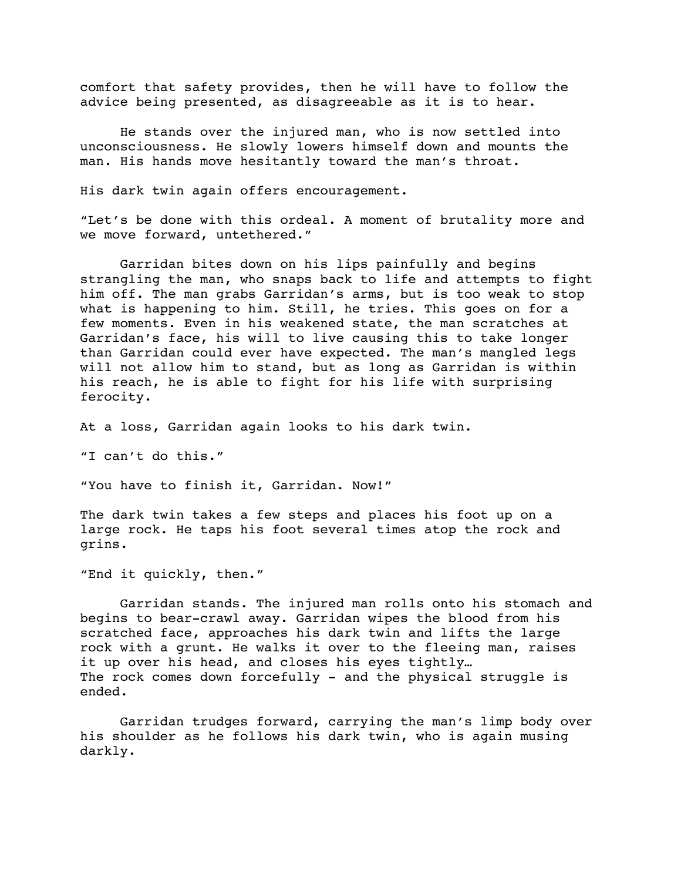comfort that safety provides, then he will have to follow the advice being presented, as disagreeable as it is to hear.

He stands over the injured man, who is now settled into unconsciousness. He slowly lowers himself down and mounts the man. His hands move hesitantly toward the man's throat.

His dark twin again offers encouragement.

"Let's be done with this ordeal. A moment of brutality more and we move forward, untethered."

Garridan bites down on his lips painfully and begins strangling the man, who snaps back to life and attempts to fight him off. The man grabs Garridan's arms, but is too weak to stop what is happening to him. Still, he tries. This goes on for a few moments. Even in his weakened state, the man scratches at Garridan's face, his will to live causing this to take longer than Garridan could ever have expected. The man's mangled legs will not allow him to stand, but as long as Garridan is within his reach, he is able to fight for his life with surprising ferocity.

At a loss, Garridan again looks to his dark twin.

"I can't do this."

"You have to finish it, Garridan. Now!"

The dark twin takes a few steps and places his foot up on a large rock. He taps his foot several times atop the rock and grins.

"End it quickly, then."

Garridan stands. The injured man rolls onto his stomach and begins to bear-crawl away. Garridan wipes the blood from his scratched face, approaches his dark twin and lifts the large rock with a grunt. He walks it over to the fleeing man, raises it up over his head, and closes his eyes tightly…
The rock comes down forcefully - and the physical struggle is ended.

Garridan trudges forward, carrying the man's limp body over his shoulder as he follows his dark twin, who is again musing darkly.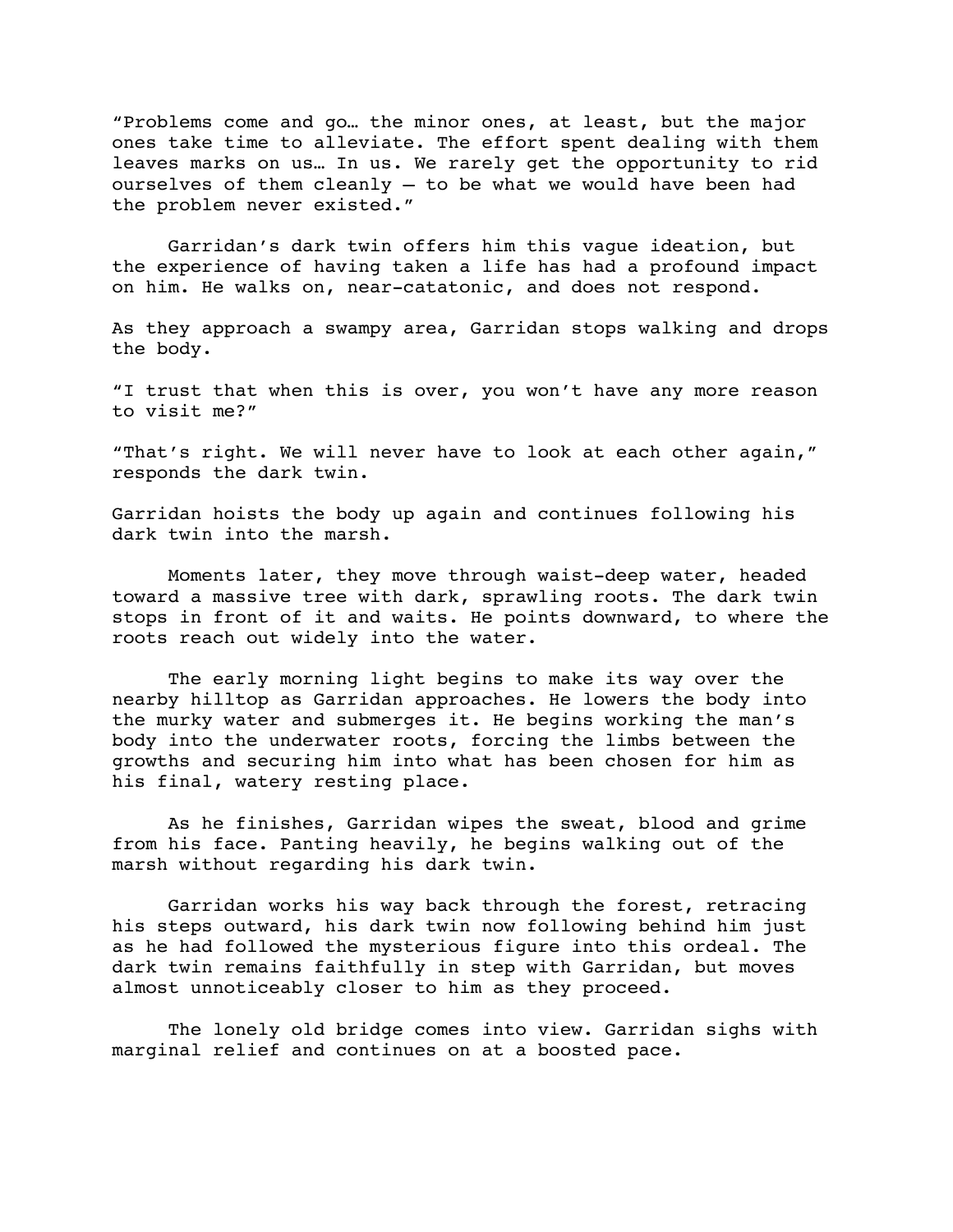"Problems come and go… the minor ones, at least, but the major ones take time to alleviate. The effort spent dealing with them leaves marks on us… In us. We rarely get the opportunity to rid ourselves of them cleanly – to be what we would have been had the problem never existed."

Garridan's dark twin offers him this vague ideation, but the experience of having taken a life has had a profound impact on him. He walks on, near-catatonic, and does not respond.

As they approach a swampy area, Garridan stops walking and drops the body.

"I trust that when this is over, you won't have any more reason to visit me?"

"That's right. We will never have to look at each other again," responds the dark twin.

Garridan hoists the body up again and continues following his dark twin into the marsh.

Moments later, they move through waist-deep water, headed toward a massive tree with dark, sprawling roots. The dark twin stops in front of it and waits. He points downward, to where the roots reach out widely into the water.

The early morning light begins to make its way over the nearby hilltop as Garridan approaches. He lowers the body into the murky water and submerges it. He begins working the man's body into the underwater roots, forcing the limbs between the growths and securing him into what has been chosen for him as his final, watery resting place.

As he finishes, Garridan wipes the sweat, blood and grime from his face. Panting heavily, he begins walking out of the marsh without regarding his dark twin.

Garridan works his way back through the forest, retracing his steps outward, his dark twin now following behind him just as he had followed the mysterious figure into this ordeal. The dark twin remains faithfully in step with Garridan, but moves almost unnoticeably closer to him as they proceed.

The lonely old bridge comes into view. Garridan sighs with marginal relief and continues on at a boosted pace.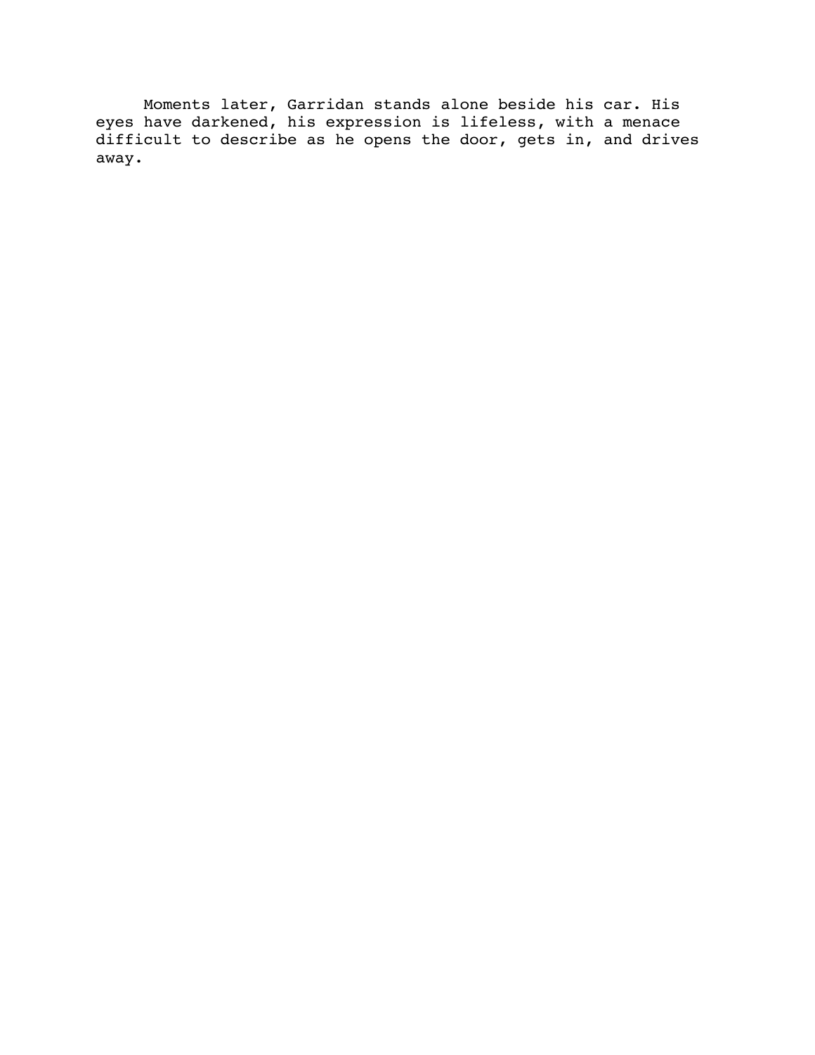Moments later, Garridan stands alone beside his car. His eyes have darkened, his expression is lifeless, with a menace difficult to describe as he opens the door, gets in, and drives away.